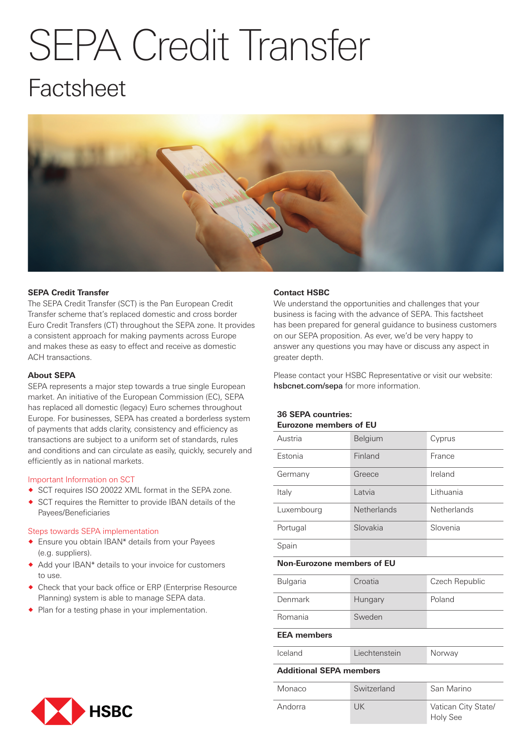# SEPA Credit Transfer

## Factsheet

### SEPA Credit Transfer

The SEPA Credit Transfer (SCT) is the Pan European Credit Transfer scheme that's replaced domestic and cross border Euro Credit Transfers (CT) throughout the SEPA zone. It provides a consistent approach for making payments across Europe and makes these as easy to effect and receive as domestic ACH transactions.

### About SEPA

SEPA represents a major step towards a true single European market. An initiative of the European Commission (EC), SEPA has replaced all domestic (legacy) Euro schemes throughout Europe. For businesses, SEPA has created a borderless system of payments that adds clarity, consistency and efficiency as transactions are subject to a uniform set of standards, rules and conditions and can circulate as easily, quickly, securely and efficiently as in national markets.

#### Important Information on SCT

- SCT requires ISO 20022 XML format in the SEPA zone.
- SCT requires the Remitter to provide IBAN details of the Payees/Beneficiaries

#### Steps towards SEPA implementation

- Ensure you obtain IBAN* details from your Payees (e.g. suppliers).
- Add your IBAN* details to your invoice for customers to use.
- Check that your back office or ERP (Enterprise Resource Planning) system is able to manage SEPA data.
- Plan for a testing phase in your implementation.

### Contact HSBC

We understand the opportunities and challenges that your business is facing with the advance of SEPA. This factsheet has been prepared for general guidance to business customers on our SEPA proposition. As ever, we'd be very happy to answer any questions you may have or discuss any aspect in greater depth.

Please contact your HSBC Representative or visit our website: **hsbcnet.com/sepa** for more information.

**36 SEPA countries:**

| **Eurozone members of EU** | | |
|---|---|---|
| Austria | Belgium | Cyprus |
| Estonia | Finland | France |
| Germany | Greece | Ireland |
| Italy | Latvia | Lithuania |
| Luxembourg | Netherlands | Netherlands |
| Portugal | Slovakia | Slovenia |
| Spain | | |
| **Non-Eurozone members of EU** | | |
| Bulgaria | Croatia | Czech Republic |
| Denmark | Hungary | Poland |
| Romania | Sweden | |
| **EEA members** | | |
| Iceland | Liechtenstein | Norway |
| **Additional SEPA members** | | |
| Monaco | Switzerland | San Marino |
| Andorra | UK | Vatican City State/ Holy See |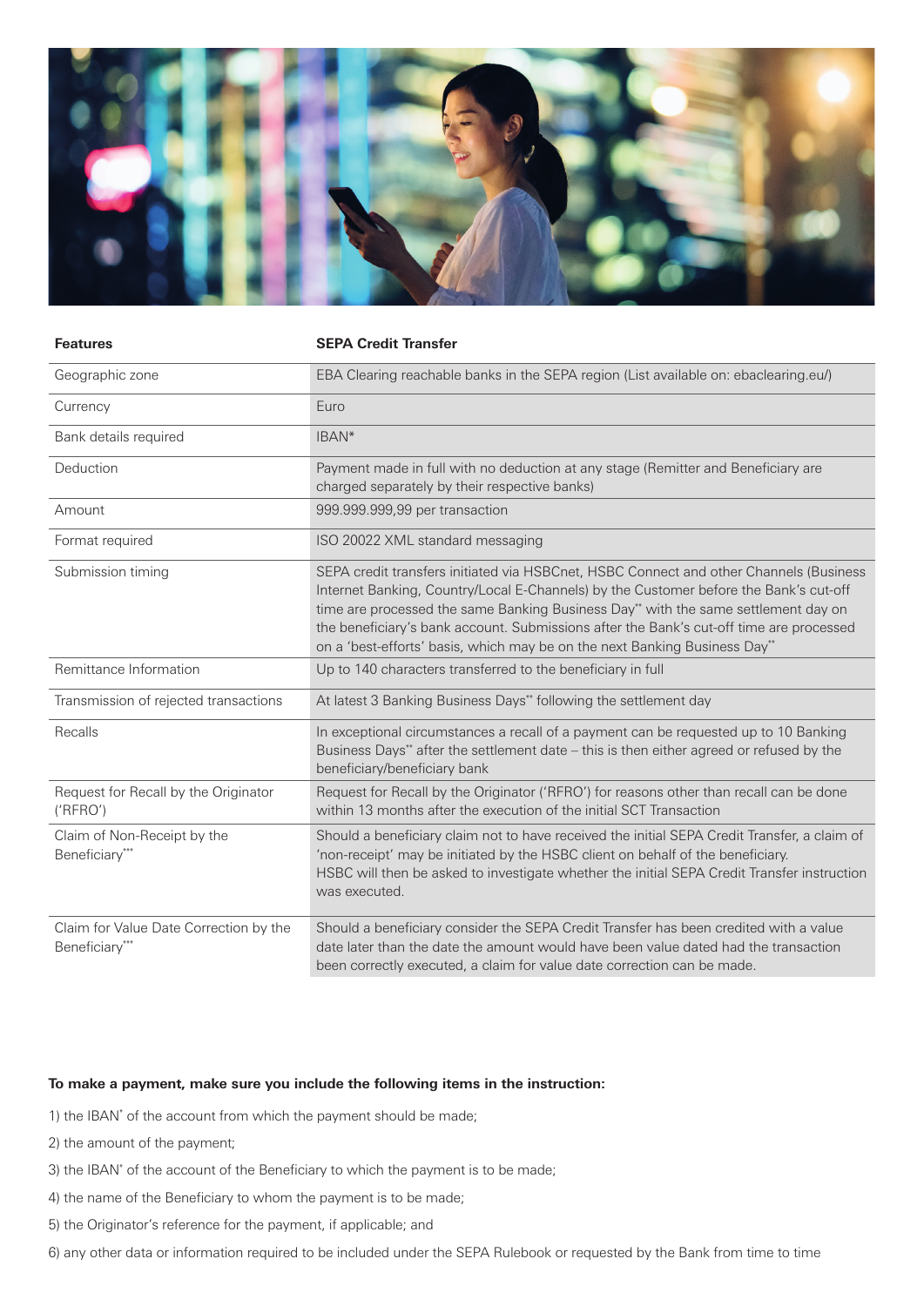| Features | SEPA Credit Transfer |
|---|---|
| Geographic zone | EBA Clearing reachable banks in the SEPA region (List available on: ebaclearing.eu/) |
| Currency | Euro |
| Bank details required | IBAN* |
| Deduction | Payment made in full with no deduction at any stage (Remitter and Beneficiary are charged separately by their respective banks) |
| Amount | 999.999.999,99 per transaction |
| Format required | ISO 20022 XML standard messaging |
| Submission timing | SEPA credit transfers initiated via HSBCnet, HSBC Connect and other Channels (Business Internet Banking, Country/Local E-Channels) by the Customer before the Bank's cut-off time are processed the same Banking Business Day** with the same settlement day on the beneficiary's bank account. Submissions after the Bank's cut-off time are processed on a 'best-efforts' basis, which may be on the next Banking Business Day** |
| Remittance Information | Up to 140 characters transferred to the beneficiary in full |
| Transmission of rejected transactions | At latest 3 Banking Business Days** following the settlement day |
| Recalls | In exceptional circumstances a recall of a payment can be requested up to 10 Banking Business Days** after the settlement date – this is then either agreed or refused by the beneficiary/beneficiary bank |
| Request for Recall by the Originator ('RFRO') | Request for Recall by the Originator ('RFRO') for reasons other than recall can be done within 13 months after the execution of the initial SCT Transaction |
| Claim of Non-Receipt by the Beneficiary*** | Should a beneficiary claim not to have received the initial SEPA Credit Transfer, a claim of 'non-receipt' may be initiated by the HSBC client on behalf of the beneficiary. HSBC will then be asked to investigate whether the initial SEPA Credit Transfer instruction was executed. |
| Claim for Value Date Correction by the Beneficiary*** | Should a beneficiary consider the SEPA Credit Transfer has been credited with a value date later than the date the amount would have been value dated had the transaction been correctly executed, a claim for value date correction can be made. |

**To make a payment, make sure you include the following items in the instruction:**

1) the IBAN* of the account from which the payment should be made;

2) the amount of the payment;

3) the IBAN* of the account of the Beneficiary to which the payment is to be made;

4) the name of the Beneficiary to whom the payment is to be made;

5) the Originator's reference for the payment, if applicable; and

6) any other data or information required to be included under the SEPA Rulebook or requested by the Bank from time to time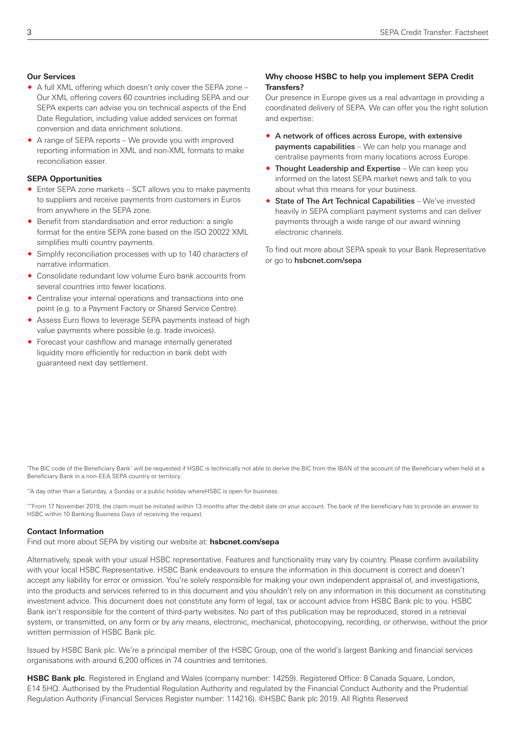### Our Services

- A full XML offering which doesn't only cover the SEPA zone – Our XML offering covers 60 countries including SEPA and our SEPA experts can advise you on technical aspects of the End Date Regulation, including value added services on format conversion and data enrichment solutions.
- A range of SEPA reports – We provide you with improved reporting information in XML and non-XML formats to make reconciliation easier.

### SEPA Opportunities

- Enter SEPA zone markets – SCT allows you to make payments to suppliers and receive payments from customers in Euros from anywhere in the SEPA zone.
- Benefit from standardisation and error reduction: a single format for the entire SEPA zone based on the ISO 20022 XML simplifies multi country payments.
- Simplify reconciliation processes with up to 140 characters of narrative information.
- Consolidate redundant low volume Euro bank accounts from several countries into fewer locations.
- Centralise your internal operations and transactions into one point (e.g. to a Payment Factory or Shared Service Centre).
- Assess Euro flows to leverage SEPA payments instead of high value payments where possible (e.g. trade invoices).
- Forecast your cashflow and manage internally generated liquidity more efficiently for reduction in bank debt with guaranteed next day settlement.

### Why choose HSBC to help you implement SEPA Credit Transfers?

Our presence in Europe gives us a real advantage in providing a coordinated delivery of SEPA. We can offer you the right solution and expertise:

- **A network of offices across Europe, with extensive payments capabilities** – We can help you manage and centralise payments from many locations across Europe.
- **Thought Leadership and Expertise** – We can keep you informed on the latest SEPA market news and talk to you about what this means for your business.
- **State of The Art Technical Capabilities** – We've invested heavily in SEPA compliant payment systems and can deliver payments through a wide range of our award winning electronic channels.

To find out more about SEPA speak to your Bank Representative or go to **hsbcnet.com/sepa**

*'The BIC code of the Beneficiary Bank' will be requested if HSBC is technically not able to derive the BIC from the IBAN of the account of the Beneficiary when held at a Beneficiary Bank in a non-EEA SEPA country or territory.

**A day other than a Saturday, a Sunday or a public holiday whereHSBC is open for business.

***From 17 November 2019, the claim must be initiated within 13 months after the debit date on your account. The bank of the beneficiary has to provide an answer to HSBC within 10 Banking Business Days of receiving the request.

### Contact Information

Find out more about SEPA by visiting our website at: **hsbcnet.com/sepa**

Alternatively, speak with your usual HSBC representative. Features and functionality may vary by country. Please confirm availability with your local HSBC Representative. HSBC Bank endeavours to ensure the information in this document is correct and doesn't accept any liability for error or omission. You're solely responsible for making your own independent appraisal of, and investigations, into the products and services referred to in this document and you shouldn't rely on any information in this document as constituting investment advice. This document does not constitute any form of legal, tax or account advice from HSBC Bank plc to you. HSBC Bank isn't responsible for the content of third-party websites. No part of this publication may be reproduced, stored in a retrieval system, or transmitted, on any form or by any means, electronic, mechanical, photocopying, recording, or otherwise, without the prior written permission of HSBC Bank plc.

Issued by HSBC Bank plc. We're a principal member of the HSBC Group, one of the world's largest Banking and financial services organisations with around 6,200 offices in 74 countries and territories.

**HSBC Bank plc**. Registered in England and Wales (company number: 14259). Registered Office: 8 Canada Square, London, E14 5HQ. Authorised by the Prudential Regulation Authority and regulated by the Financial Conduct Authority and the Prudential Regulation Authority (Financial Services Register number: 114216). ©HSBC Bank plc 2019. All Rights Reserved